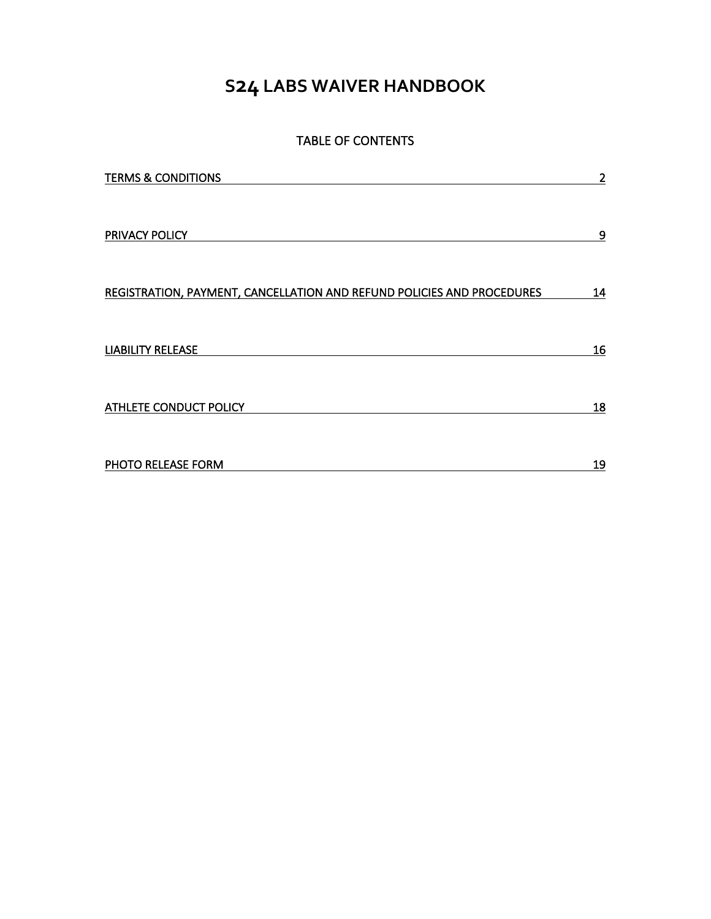# S24 LABS WAIVER HANDBOOK

TABLE OF CONTENTS

| Section | Page |
| --- | --- |
| TERMS & CONDITIONS | 2 |
| PRIVACY POLICY | 9 |
| REGISTRATION, PAYMENT, CANCELLATION AND REFUND POLICIES AND PROCEDURES | 14 |
| LIABILITY RELEASE | 16 |
| ATHLETE CONDUCT POLICY | 18 |
| PHOTO RELEASE FORM | 19 |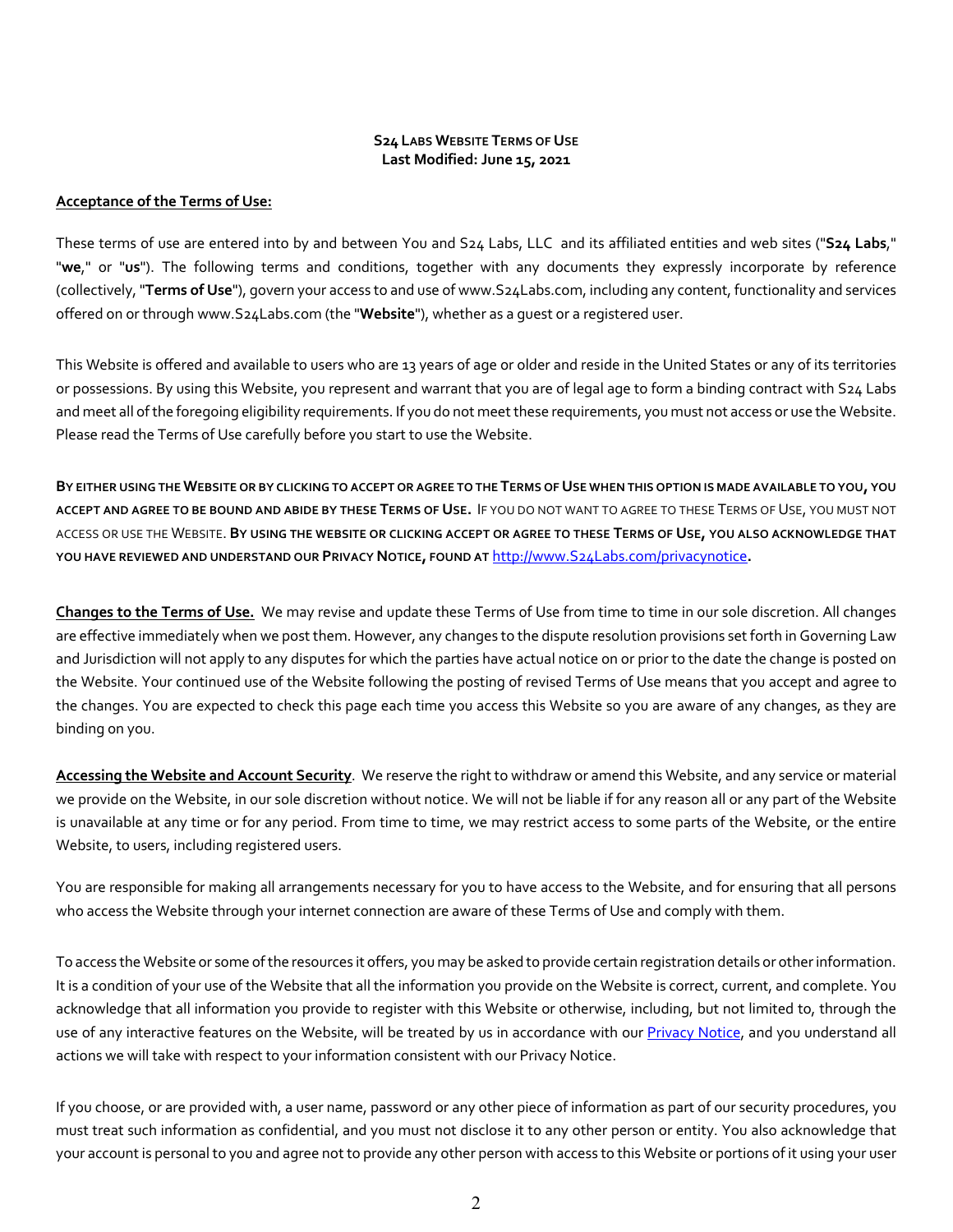**S24 LABS WEBSITE TERMS OF USE**
**Last Modified: June 15, 2021**

**Acceptance of the Terms of Use:**

These terms of use are entered into by and between You and S24 Labs, LLC and its affiliated entities and web sites ("**S24 Labs**," "**we**," or "**us**"). The following terms and conditions, together with any documents they expressly incorporate by reference (collectively, "**Terms of Use**"), govern your access to and use of www.S24Labs.com, including any content, functionality and services offered on or through www.S24Labs.com (the "**Website**"), whether as a guest or a registered user.

This Website is offered and available to users who are 13 years of age or older and reside in the United States or any of its territories or possessions. By using this Website, you represent and warrant that you are of legal age to form a binding contract with S24 Labs and meet all of the foregoing eligibility requirements. If you do not meet these requirements, you must not access or use the Website. Please read the Terms of Use carefully before you start to use the Website.

**BY EITHER USING THE WEBSITE OR BY CLICKING TO ACCEPT OR AGREE TO THE TERMS OF USE WHEN THIS OPTION IS MADE AVAILABLE TO YOU, YOU ACCEPT AND AGREE TO BE BOUND AND ABIDE BY THESE TERMS OF USE.** IF YOU DO NOT WANT TO AGREE TO THESE TERMS OF USE, YOU MUST NOT ACCESS OR USE THE WEBSITE. **BY USING THE WEBSITE OR CLICKING ACCEPT OR AGREE TO THESE TERMS OF USE, YOU ALSO ACKNOWLEDGE THAT YOU HAVE REVIEWED AND UNDERSTAND OUR PRIVACY NOTICE, FOUND AT** http://www.S24Labs.com/privacynotice**.**

**Changes to the Terms of Use.** We may revise and update these Terms of Use from time to time in our sole discretion. All changes are effective immediately when we post them. However, any changes to the dispute resolution provisions set forth in Governing Law and Jurisdiction will not apply to any disputes for which the parties have actual notice on or prior to the date the change is posted on the Website. Your continued use of the Website following the posting of revised Terms of Use means that you accept and agree to the changes. You are expected to check this page each time you access this Website so you are aware of any changes, as they are binding on you.

**Accessing the Website and Account Security**. We reserve the right to withdraw or amend this Website, and any service or material we provide on the Website, in our sole discretion without notice. We will not be liable if for any reason all or any part of the Website is unavailable at any time or for any period. From time to time, we may restrict access to some parts of the Website, or the entire Website, to users, including registered users.

You are responsible for making all arrangements necessary for you to have access to the Website, and for ensuring that all persons who access the Website through your internet connection are aware of these Terms of Use and comply with them.

To access the Website or some of the resources it offers, you may be asked to provide certain registration details or other information. It is a condition of your use of the Website that all the information you provide on the Website is correct, current, and complete. You acknowledge that all information you provide to register with this Website or otherwise, including, but not limited to, through the use of any interactive features on the Website, will be treated by us in accordance with our Privacy Notice, and you understand all actions we will take with respect to your information consistent with our Privacy Notice.

If you choose, or are provided with, a user name, password or any other piece of information as part of our security procedures, you must treat such information as confidential, and you must not disclose it to any other person or entity. You also acknowledge that your account is personal to you and agree not to provide any other person with access to this Website or portions of it using your user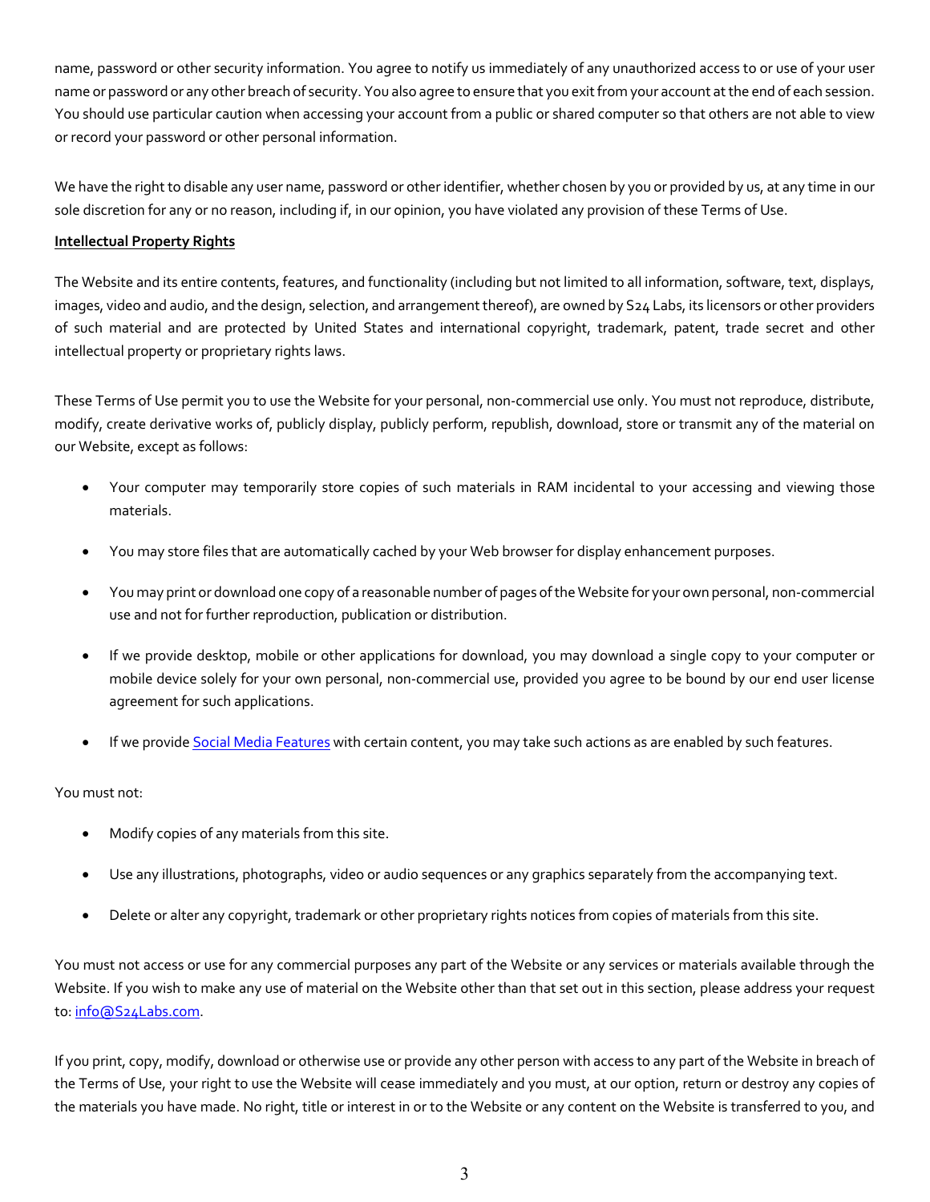name, password or other security information. You agree to notify us immediately of any unauthorized access to or use of your user name or password or any other breach of security. You also agree to ensure that you exit from your account at the end of each session. You should use particular caution when accessing your account from a public or shared computer so that others are not able to view or record your password or other personal information.

We have the right to disable any user name, password or other identifier, whether chosen by you or provided by us, at any time in our sole discretion for any or no reason, including if, in our opinion, you have violated any provision of these Terms of Use.

**Intellectual Property Rights**

The Website and its entire contents, features, and functionality (including but not limited to all information, software, text, displays, images, video and audio, and the design, selection, and arrangement thereof), are owned by S24 Labs, its licensors or other providers of such material and are protected by United States and international copyright, trademark, patent, trade secret and other intellectual property or proprietary rights laws.

These Terms of Use permit you to use the Website for your personal, non-commercial use only. You must not reproduce, distribute, modify, create derivative works of, publicly display, publicly perform, republish, download, store or transmit any of the material on our Website, except as follows:

- Your computer may temporarily store copies of such materials in RAM incidental to your accessing and viewing those materials.
- You may store files that are automatically cached by your Web browser for display enhancement purposes.
- You may print or download one copy of a reasonable number of pages of the Website for your own personal, non-commercial use and not for further reproduction, publication or distribution.
- If we provide desktop, mobile or other applications for download, you may download a single copy to your computer or mobile device solely for your own personal, non-commercial use, provided you agree to be bound by our end user license agreement for such applications.
- If we provide Social Media Features with certain content, you may take such actions as are enabled by such features.

You must not:

- Modify copies of any materials from this site.
- Use any illustrations, photographs, video or audio sequences or any graphics separately from the accompanying text.
- Delete or alter any copyright, trademark or other proprietary rights notices from copies of materials from this site.

You must not access or use for any commercial purposes any part of the Website or any services or materials available through the Website. If you wish to make any use of material on the Website other than that set out in this section, please address your request to: info@S24Labs.com.

If you print, copy, modify, download or otherwise use or provide any other person with access to any part of the Website in breach of the Terms of Use, your right to use the Website will cease immediately and you must, at our option, return or destroy any copies of the materials you have made. No right, title or interest in or to the Website or any content on the Website is transferred to you, and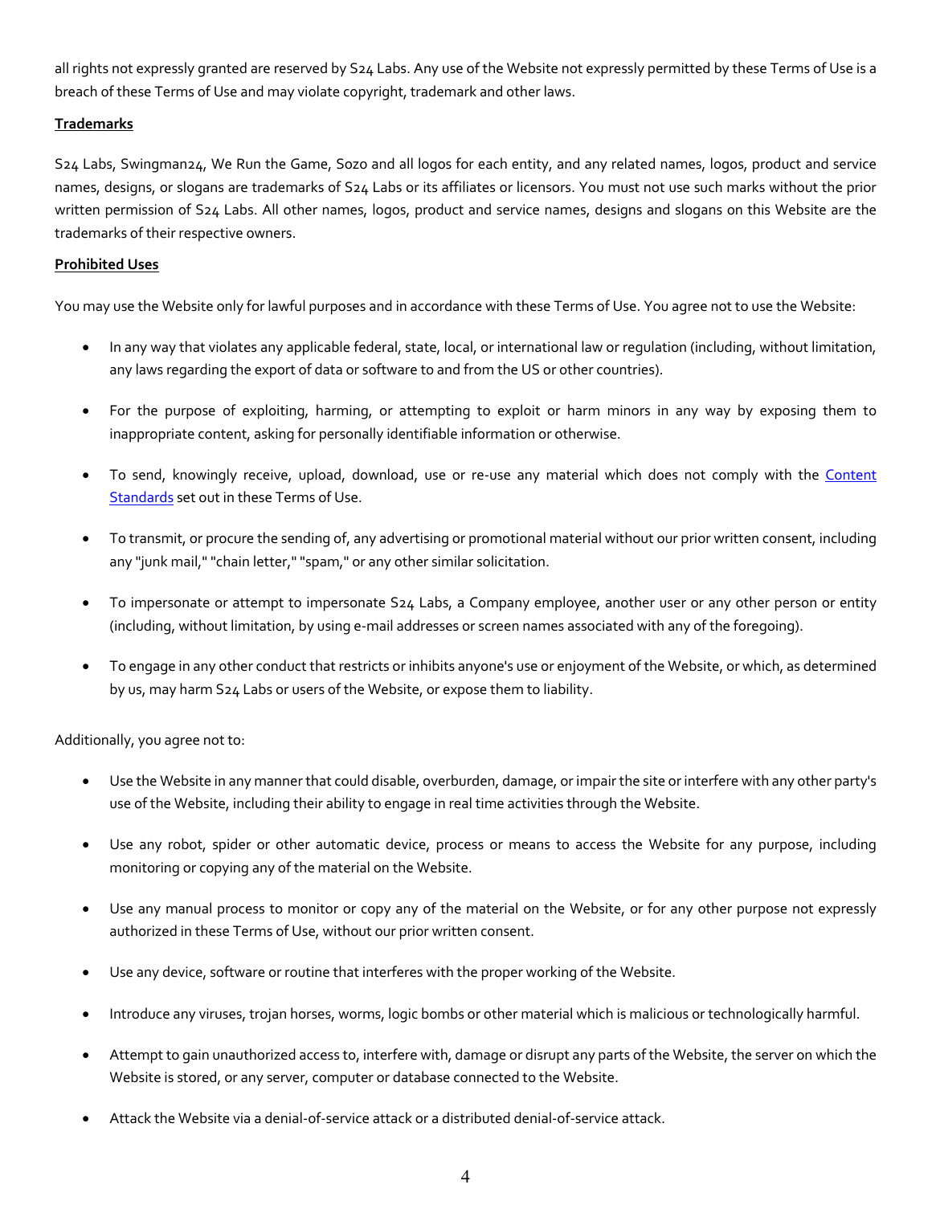all rights not expressly granted are reserved by S24 Labs. Any use of the Website not expressly permitted by these Terms of Use is a breach of these Terms of Use and may violate copyright, trademark and other laws.

**Trademarks**

S24 Labs, Swingman24, We Run the Game, Sozo and all logos for each entity, and any related names, logos, product and service names, designs, or slogans are trademarks of S24 Labs or its affiliates or licensors. You must not use such marks without the prior written permission of S24 Labs. All other names, logos, product and service names, designs and slogans on this Website are the trademarks of their respective owners.

**Prohibited Uses**

You may use the Website only for lawful purposes and in accordance with these Terms of Use. You agree not to use the Website:

- In any way that violates any applicable federal, state, local, or international law or regulation (including, without limitation, any laws regarding the export of data or software to and from the US or other countries).
- For the purpose of exploiting, harming, or attempting to exploit or harm minors in any way by exposing them to inappropriate content, asking for personally identifiable information or otherwise.
- To send, knowingly receive, upload, download, use or re-use any material which does not comply with the Content Standards set out in these Terms of Use.
- To transmit, or procure the sending of, any advertising or promotional material without our prior written consent, including any "junk mail," "chain letter," "spam," or any other similar solicitation.
- To impersonate or attempt to impersonate S24 Labs, a Company employee, another user or any other person or entity (including, without limitation, by using e-mail addresses or screen names associated with any of the foregoing).
- To engage in any other conduct that restricts or inhibits anyone's use or enjoyment of the Website, or which, as determined by us, may harm S24 Labs or users of the Website, or expose them to liability.

Additionally, you agree not to:

- Use the Website in any manner that could disable, overburden, damage, or impair the site or interfere with any other party's use of the Website, including their ability to engage in real time activities through the Website.
- Use any robot, spider or other automatic device, process or means to access the Website for any purpose, including monitoring or copying any of the material on the Website.
- Use any manual process to monitor or copy any of the material on the Website, or for any other purpose not expressly authorized in these Terms of Use, without our prior written consent.
- Use any device, software or routine that interferes with the proper working of the Website.
- Introduce any viruses, trojan horses, worms, logic bombs or other material which is malicious or technologically harmful.
- Attempt to gain unauthorized access to, interfere with, damage or disrupt any parts of the Website, the server on which the Website is stored, or any server, computer or database connected to the Website.
- Attack the Website via a denial-of-service attack or a distributed denial-of-service attack.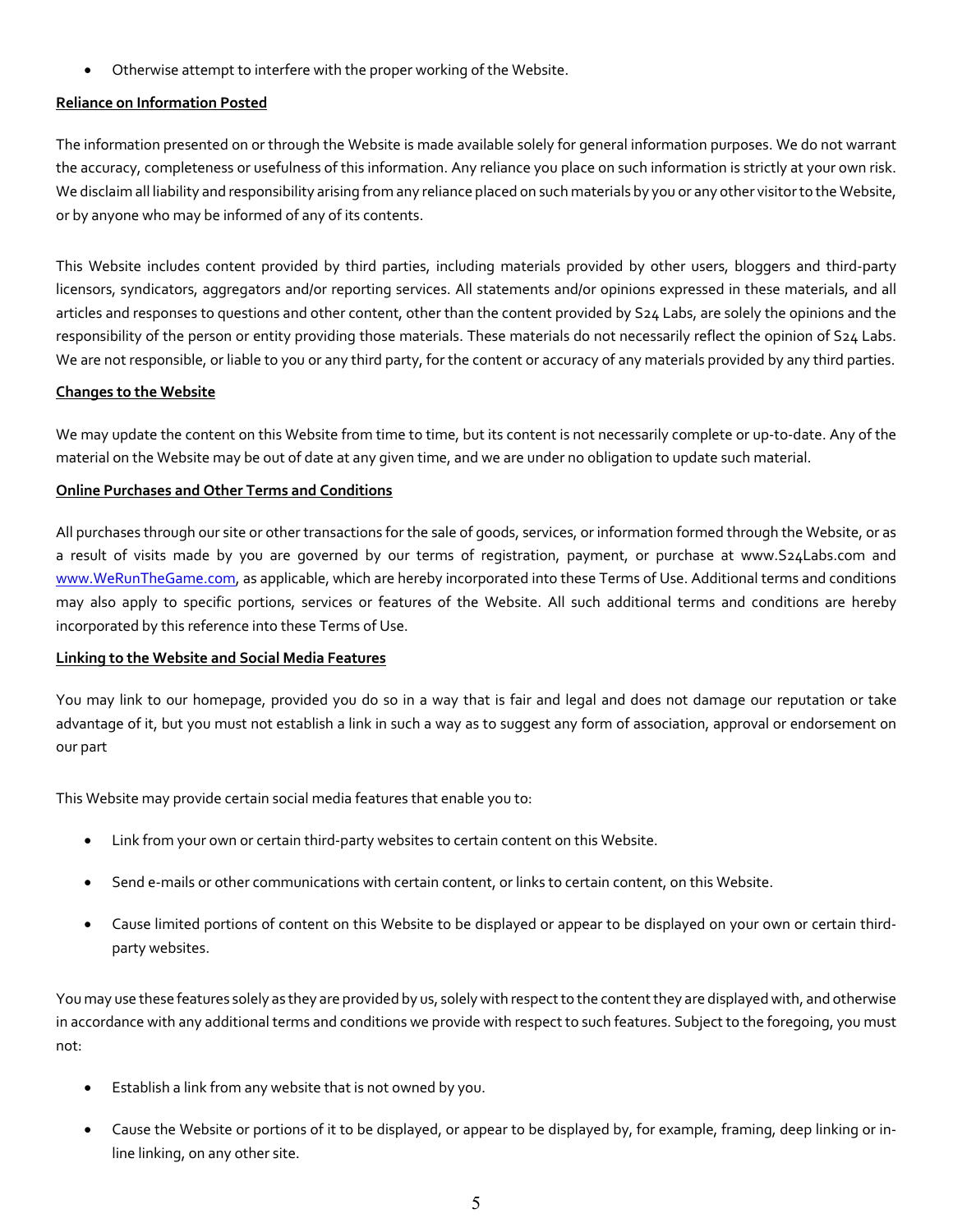- Otherwise attempt to interfere with the proper working of the Website.

**Reliance on Information Posted**

The information presented on or through the Website is made available solely for general information purposes. We do not warrant the accuracy, completeness or usefulness of this information. Any reliance you place on such information is strictly at your own risk. We disclaim all liability and responsibility arising from any reliance placed on such materials by you or any other visitor to the Website, or by anyone who may be informed of any of its contents.

This Website includes content provided by third parties, including materials provided by other users, bloggers and third-party licensors, syndicators, aggregators and/or reporting services. All statements and/or opinions expressed in these materials, and all articles and responses to questions and other content, other than the content provided by S24 Labs, are solely the opinions and the responsibility of the person or entity providing those materials. These materials do not necessarily reflect the opinion of S24 Labs. We are not responsible, or liable to you or any third party, for the content or accuracy of any materials provided by any third parties.

**Changes to the Website**

We may update the content on this Website from time to time, but its content is not necessarily complete or up-to-date. Any of the material on the Website may be out of date at any given time, and we are under no obligation to update such material.

**Online Purchases and Other Terms and Conditions**

All purchases through our site or other transactions for the sale of goods, services, or information formed through the Website, or as a result of visits made by you are governed by our terms of registration, payment, or purchase at www.S24Labs.com and www.WeRunTheGame.com, as applicable, which are hereby incorporated into these Terms of Use. Additional terms and conditions may also apply to specific portions, services or features of the Website. All such additional terms and conditions are hereby incorporated by this reference into these Terms of Use.

**Linking to the Website and Social Media Features**

You may link to our homepage, provided you do so in a way that is fair and legal and does not damage our reputation or take advantage of it, but you must not establish a link in such a way as to suggest any form of association, approval or endorsement on our part

This Website may provide certain social media features that enable you to:

- Link from your own or certain third-party websites to certain content on this Website.
- Send e-mails or other communications with certain content, or links to certain content, on this Website.
- Cause limited portions of content on this Website to be displayed or appear to be displayed on your own or certain third-party websites.

You may use these features solely as they are provided by us, solely with respect to the content they are displayed with, and otherwise in accordance with any additional terms and conditions we provide with respect to such features. Subject to the foregoing, you must not:

- Establish a link from any website that is not owned by you.
- Cause the Website or portions of it to be displayed, or appear to be displayed by, for example, framing, deep linking or in-line linking, on any other site.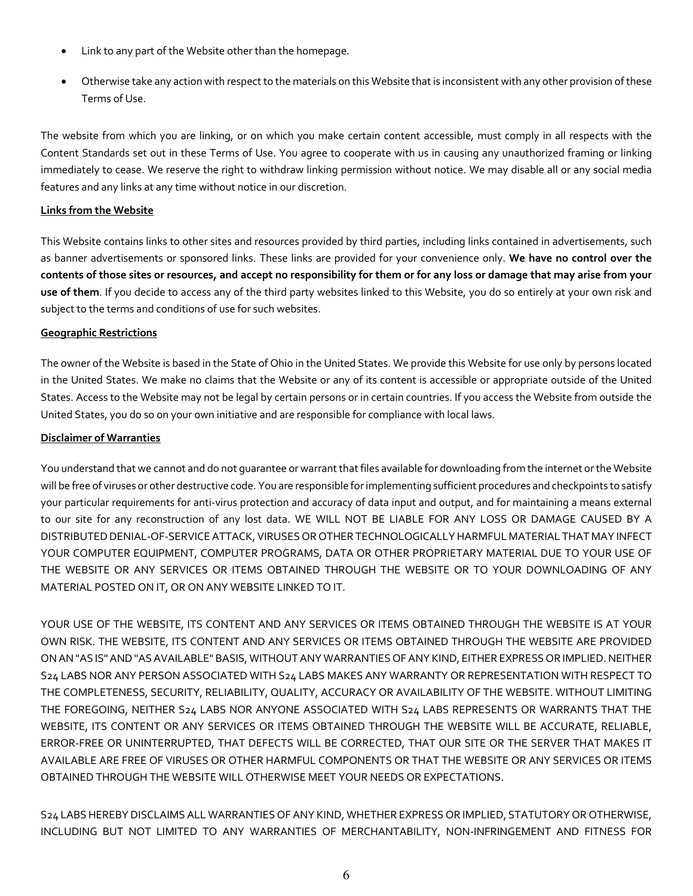- Link to any part of the Website other than the homepage.
- Otherwise take any action with respect to the materials on this Website that is inconsistent with any other provision of these Terms of Use.

The website from which you are linking, or on which you make certain content accessible, must comply in all respects with the Content Standards set out in these Terms of Use. You agree to cooperate with us in causing any unauthorized framing or linking immediately to cease. We reserve the right to withdraw linking permission without notice. We may disable all or any social media features and any links at any time without notice in our discretion.

**Links from the Website**

This Website contains links to other sites and resources provided by third parties, including links contained in advertisements, such as banner advertisements or sponsored links. These links are provided for your convenience only. **We have no control over the contents of those sites or resources, and accept no responsibility for them or for any loss or damage that may arise from your use of them**. If you decide to access any of the third party websites linked to this Website, you do so entirely at your own risk and subject to the terms and conditions of use for such websites.

**Geographic Restrictions**

The owner of the Website is based in the State of Ohio in the United States. We provide this Website for use only by persons located in the United States. We make no claims that the Website or any of its content is accessible or appropriate outside of the United States. Access to the Website may not be legal by certain persons or in certain countries. If you access the Website from outside the United States, you do so on your own initiative and are responsible for compliance with local laws.

**Disclaimer of Warranties**

You understand that we cannot and do not guarantee or warrant that files available for downloading from the internet or the Website will be free of viruses or other destructive code. You are responsible for implementing sufficient procedures and checkpoints to satisfy your particular requirements for anti-virus protection and accuracy of data input and output, and for maintaining a means external to our site for any reconstruction of any lost data. WE WILL NOT BE LIABLE FOR ANY LOSS OR DAMAGE CAUSED BY A DISTRIBUTED DENIAL-OF-SERVICE ATTACK, VIRUSES OR OTHER TECHNOLOGICALLY HARMFUL MATERIAL THAT MAY INFECT YOUR COMPUTER EQUIPMENT, COMPUTER PROGRAMS, DATA OR OTHER PROPRIETARY MATERIAL DUE TO YOUR USE OF THE WEBSITE OR ANY SERVICES OR ITEMS OBTAINED THROUGH THE WEBSITE OR TO YOUR DOWNLOADING OF ANY MATERIAL POSTED ON IT, OR ON ANY WEBSITE LINKED TO IT.

YOUR USE OF THE WEBSITE, ITS CONTENT AND ANY SERVICES OR ITEMS OBTAINED THROUGH THE WEBSITE IS AT YOUR OWN RISK. THE WEBSITE, ITS CONTENT AND ANY SERVICES OR ITEMS OBTAINED THROUGH THE WEBSITE ARE PROVIDED ON AN "AS IS" AND "AS AVAILABLE" BASIS, WITHOUT ANY WARRANTIES OF ANY KIND, EITHER EXPRESS OR IMPLIED. NEITHER S24 LABS NOR ANY PERSON ASSOCIATED WITH S24 LABS MAKES ANY WARRANTY OR REPRESENTATION WITH RESPECT TO THE COMPLETENESS, SECURITY, RELIABILITY, QUALITY, ACCURACY OR AVAILABILITY OF THE WEBSITE. WITHOUT LIMITING THE FOREGOING, NEITHER S24 LABS NOR ANYONE ASSOCIATED WITH S24 LABS REPRESENTS OR WARRANTS THAT THE WEBSITE, ITS CONTENT OR ANY SERVICES OR ITEMS OBTAINED THROUGH THE WEBSITE WILL BE ACCURATE, RELIABLE, ERROR-FREE OR UNINTERRUPTED, THAT DEFECTS WILL BE CORRECTED, THAT OUR SITE OR THE SERVER THAT MAKES IT AVAILABLE ARE FREE OF VIRUSES OR OTHER HARMFUL COMPONENTS OR THAT THE WEBSITE OR ANY SERVICES OR ITEMS OBTAINED THROUGH THE WEBSITE WILL OTHERWISE MEET YOUR NEEDS OR EXPECTATIONS.

S24 LABS HEREBY DISCLAIMS ALL WARRANTIES OF ANY KIND, WHETHER EXPRESS OR IMPLIED, STATUTORY OR OTHERWISE, INCLUDING BUT NOT LIMITED TO ANY WARRANTIES OF MERCHANTABILITY, NON-INFRINGEMENT AND FITNESS FOR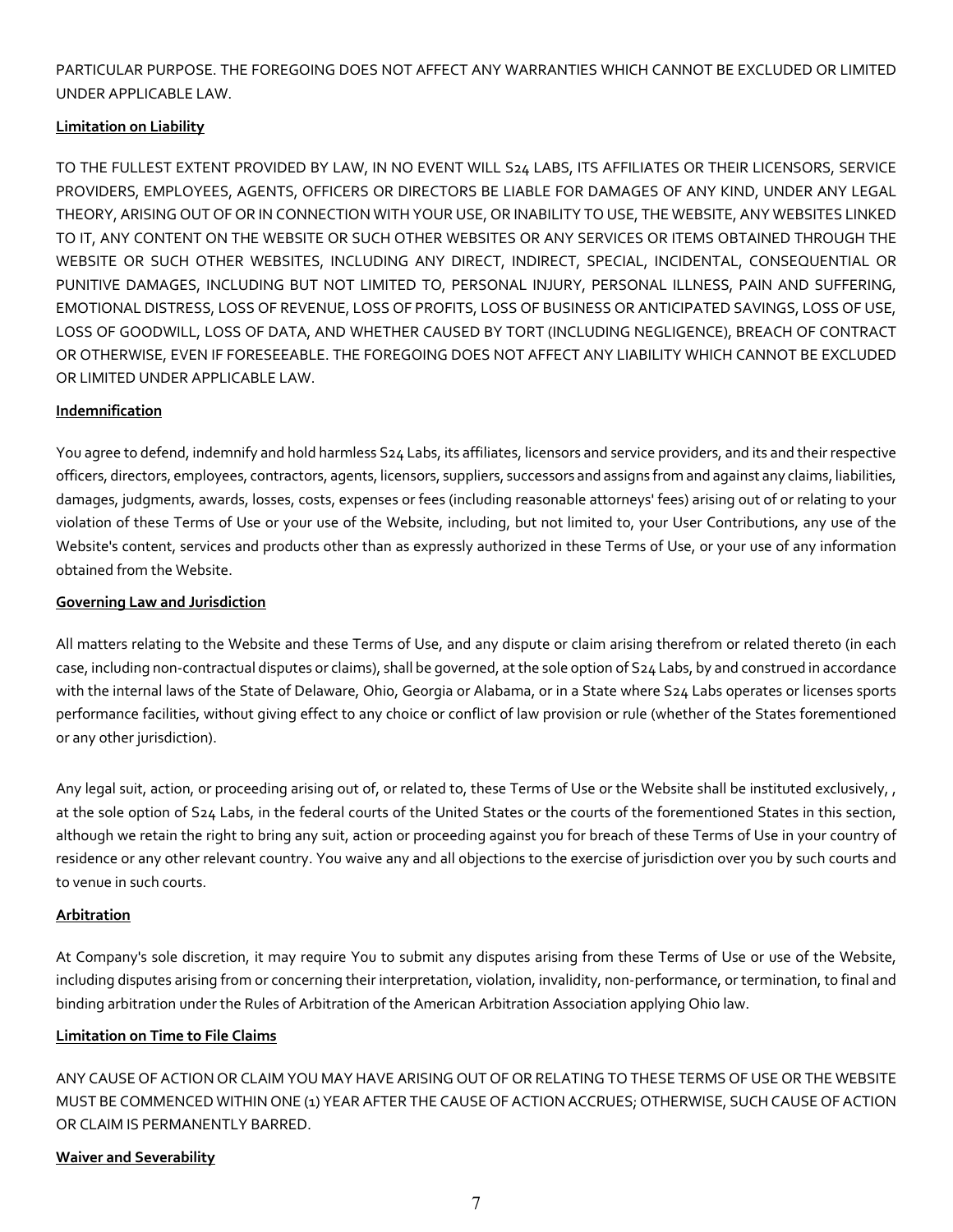PARTICULAR PURPOSE. THE FOREGOING DOES NOT AFFECT ANY WARRANTIES WHICH CANNOT BE EXCLUDED OR LIMITED UNDER APPLICABLE LAW.

**Limitation on Liability**

TO THE FULLEST EXTENT PROVIDED BY LAW, IN NO EVENT WILL S24 LABS, ITS AFFILIATES OR THEIR LICENSORS, SERVICE PROVIDERS, EMPLOYEES, AGENTS, OFFICERS OR DIRECTORS BE LIABLE FOR DAMAGES OF ANY KIND, UNDER ANY LEGAL THEORY, ARISING OUT OF OR IN CONNECTION WITH YOUR USE, OR INABILITY TO USE, THE WEBSITE, ANY WEBSITES LINKED TO IT, ANY CONTENT ON THE WEBSITE OR SUCH OTHER WEBSITES OR ANY SERVICES OR ITEMS OBTAINED THROUGH THE WEBSITE OR SUCH OTHER WEBSITES, INCLUDING ANY DIRECT, INDIRECT, SPECIAL, INCIDENTAL, CONSEQUENTIAL OR PUNITIVE DAMAGES, INCLUDING BUT NOT LIMITED TO, PERSONAL INJURY, PERSONAL ILLNESS, PAIN AND SUFFERING, EMOTIONAL DISTRESS, LOSS OF REVENUE, LOSS OF PROFITS, LOSS OF BUSINESS OR ANTICIPATED SAVINGS, LOSS OF USE, LOSS OF GOODWILL, LOSS OF DATA, AND WHETHER CAUSED BY TORT (INCLUDING NEGLIGENCE), BREACH OF CONTRACT OR OTHERWISE, EVEN IF FORESEEABLE. THE FOREGOING DOES NOT AFFECT ANY LIABILITY WHICH CANNOT BE EXCLUDED OR LIMITED UNDER APPLICABLE LAW.

**Indemnification**

You agree to defend, indemnify and hold harmless S24 Labs, its affiliates, licensors and service providers, and its and their respective officers, directors, employees, contractors, agents, licensors, suppliers, successors and assigns from and against any claims, liabilities, damages, judgments, awards, losses, costs, expenses or fees (including reasonable attorneys' fees) arising out of or relating to your violation of these Terms of Use or your use of the Website, including, but not limited to, your User Contributions, any use of the Website's content, services and products other than as expressly authorized in these Terms of Use, or your use of any information obtained from the Website.

**Governing Law and Jurisdiction**

All matters relating to the Website and these Terms of Use, and any dispute or claim arising therefrom or related thereto (in each case, including non-contractual disputes or claims), shall be governed, at the sole option of S24 Labs, by and construed in accordance with the internal laws of the State of Delaware, Ohio, Georgia or Alabama, or in a State where S24 Labs operates or licenses sports performance facilities, without giving effect to any choice or conflict of law provision or rule (whether of the States forementioned or any other jurisdiction).

Any legal suit, action, or proceeding arising out of, or related to, these Terms of Use or the Website shall be instituted exclusively, , at the sole option of S24 Labs, in the federal courts of the United States or the courts of the forementioned States in this section, although we retain the right to bring any suit, action or proceeding against you for breach of these Terms of Use in your country of residence or any other relevant country. You waive any and all objections to the exercise of jurisdiction over you by such courts and to venue in such courts.

**Arbitration**

At Company's sole discretion, it may require You to submit any disputes arising from these Terms of Use or use of the Website, including disputes arising from or concerning their interpretation, violation, invalidity, non-performance, or termination, to final and binding arbitration under the Rules of Arbitration of the American Arbitration Association applying Ohio law.

**Limitation on Time to File Claims**

ANY CAUSE OF ACTION OR CLAIM YOU MAY HAVE ARISING OUT OF OR RELATING TO THESE TERMS OF USE OR THE WEBSITE MUST BE COMMENCED WITHIN ONE (1) YEAR AFTER THE CAUSE OF ACTION ACCRUES; OTHERWISE, SUCH CAUSE OF ACTION OR CLAIM IS PERMANENTLY BARRED.

**Waiver and Severability**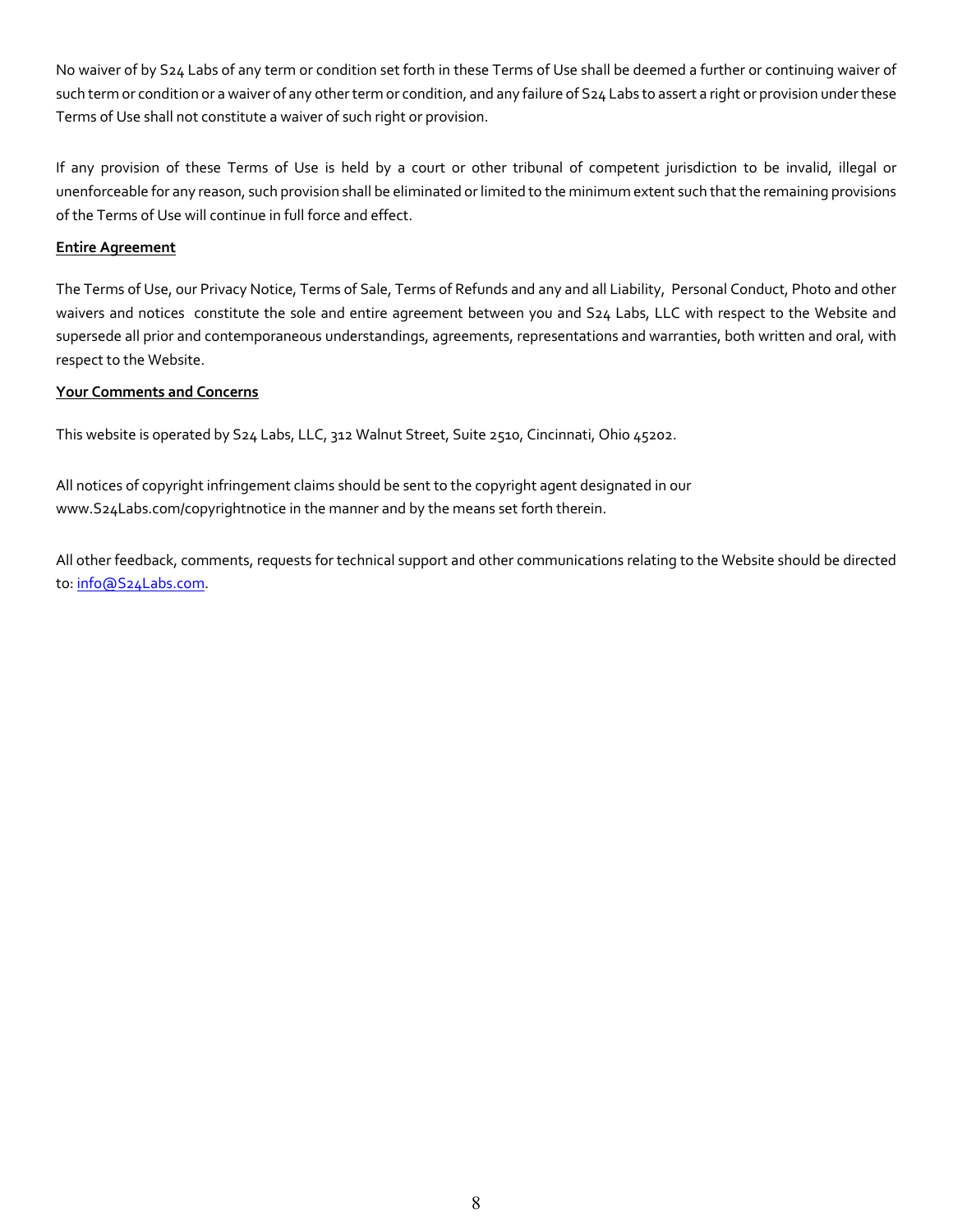No waiver of by S24 Labs of any term or condition set forth in these Terms of Use shall be deemed a further or continuing waiver of such term or condition or a waiver of any other term or condition, and any failure of S24 Labs to assert a right or provision under these Terms of Use shall not constitute a waiver of such right or provision.

If any provision of these Terms of Use is held by a court or other tribunal of competent jurisdiction to be invalid, illegal or unenforceable for any reason, such provision shall be eliminated or limited to the minimum extent such that the remaining provisions of the Terms of Use will continue in full force and effect.

**Entire Agreement**

The Terms of Use, our Privacy Notice, Terms of Sale, Terms of Refunds and any and all Liability, Personal Conduct, Photo and other waivers and notices constitute the sole and entire agreement between you and S24 Labs, LLC with respect to the Website and supersede all prior and contemporaneous understandings, agreements, representations and warranties, both written and oral, with respect to the Website.

**Your Comments and Concerns**

This website is operated by S24 Labs, LLC, 312 Walnut Street, Suite 2510, Cincinnati, Ohio 45202.

All notices of copyright infringement claims should be sent to the copyright agent designated in our www.S24Labs.com/copyrightnotice in the manner and by the means set forth therein.

All other feedback, comments, requests for technical support and other communications relating to the Website should be directed to: info@S24Labs.com.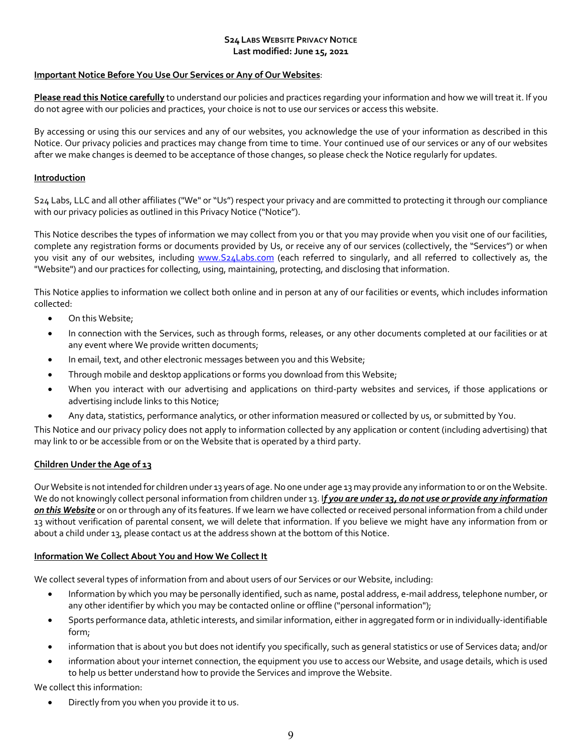**S24 LABS WEBSITE PRIVACY NOTICE**
**Last modified: June 15, 2021**

**Important Notice Before You Use Our Services or Any of Our Websites**:

**Please read this Notice carefully** to understand our policies and practices regarding your information and how we will treat it. If you do not agree with our policies and practices, your choice is not to use our services or access this website.

By accessing or using this our services and any of our websites, you acknowledge the use of your information as described in this Notice. Our privacy policies and practices may change from time to time. Your continued use of our services or any of our websites after we make changes is deemed to be acceptance of those changes, so please check the Notice regularly for updates.

**Introduction**

S24 Labs, LLC and all other affiliates ("We" or "Us") respect your privacy and are committed to protecting it through our compliance with our privacy policies as outlined in this Privacy Notice ("Notice").

This Notice describes the types of information we may collect from you or that you may provide when you visit one of our facilities, complete any registration forms or documents provided by Us, or receive any of our services (collectively, the "Services") or when you visit any of our websites, including www.S24Labs.com (each referred to singularly, and all referred to collectively as, the "Website") and our practices for collecting, using, maintaining, protecting, and disclosing that information.

This Notice applies to information we collect both online and in person at any of our facilities or events, which includes information collected:

- On this Website;
- In connection with the Services, such as through forms, releases, or any other documents completed at our facilities or at any event where We provide written documents;
- In email, text, and other electronic messages between you and this Website;
- Through mobile and desktop applications or forms you download from this Website;
- When you interact with our advertising and applications on third-party websites and services, if those applications or advertising include links to this Notice;
- Any data, statistics, performance analytics, or other information measured or collected by us, or submitted by You.

This Notice and our privacy policy does not apply to information collected by any application or content (including advertising) that may link to or be accessible from or on the Website that is operated by a third party.

**Children Under the Age of 13**

Our Website is not intended for children under 13 years of age. No one under age 13 may provide any information to or on the Website. We do not knowingly collect personal information from children under 13. I***f you are under 13, do not use or provide any information on this Website*** or on or through any of its features. If we learn we have collected or received personal information from a child under 13 without verification of parental consent, we will delete that information. If you believe we might have any information from or about a child under 13, please contact us at the address shown at the bottom of this Notice.

**Information We Collect About You and How We Collect It**

We collect several types of information from and about users of our Services or our Website, including:

- Information by which you may be personally identified, such as name, postal address, e-mail address, telephone number, or any other identifier by which you may be contacted online or offline ("personal information");
- Sports performance data, athletic interests, and similar information, either in aggregated form or in individually-identifiable form;
- information that is about you but does not identify you specifically, such as general statistics or use of Services data; and/or
- information about your internet connection, the equipment you use to access our Website, and usage details, which is used to help us better understand how to provide the Services and improve the Website.

We collect this information:

- Directly from you when you provide it to us.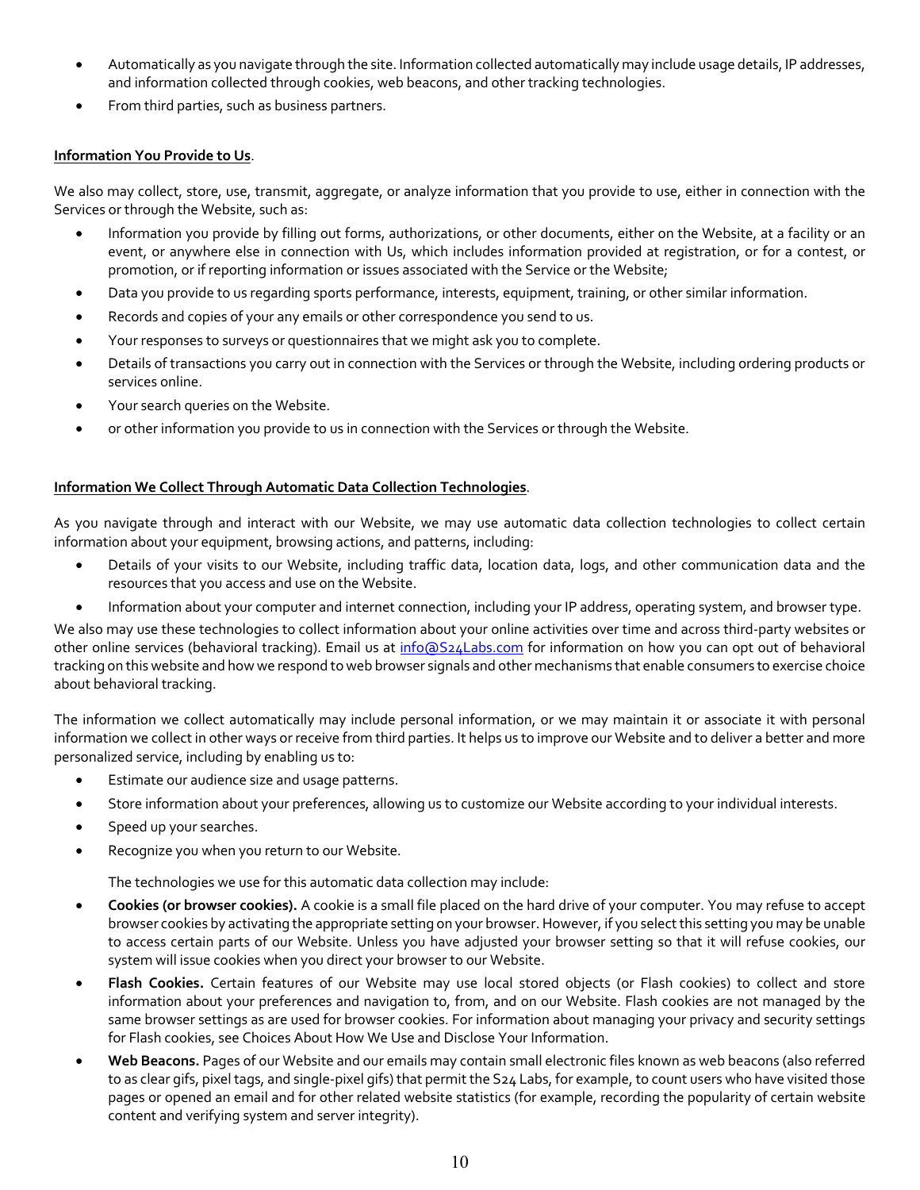- Automatically as you navigate through the site. Information collected automatically may include usage details, IP addresses, and information collected through cookies, web beacons, and other tracking technologies.
- From third parties, such as business partners.

**Information You Provide to Us**.

We also may collect, store, use, transmit, aggregate, or analyze information that you provide to use, either in connection with the Services or through the Website, such as:

- Information you provide by filling out forms, authorizations, or other documents, either on the Website, at a facility or an event, or anywhere else in connection with Us, which includes information provided at registration, or for a contest, or promotion, or if reporting information or issues associated with the Service or the Website;
- Data you provide to us regarding sports performance, interests, equipment, training, or other similar information.
- Records and copies of your any emails or other correspondence you send to us.
- Your responses to surveys or questionnaires that we might ask you to complete.
- Details of transactions you carry out in connection with the Services or through the Website, including ordering products or services online.
- Your search queries on the Website.
- or other information you provide to us in connection with the Services or through the Website.

**Information We Collect Through Automatic Data Collection Technologies**.

As you navigate through and interact with our Website, we may use automatic data collection technologies to collect certain information about your equipment, browsing actions, and patterns, including:

- Details of your visits to our Website, including traffic data, location data, logs, and other communication data and the resources that you access and use on the Website.
- Information about your computer and internet connection, including your IP address, operating system, and browser type.

We also may use these technologies to collect information about your online activities over time and across third-party websites or other online services (behavioral tracking). Email us at info@S24Labs.com for information on how you can opt out of behavioral tracking on this website and how we respond to web browser signals and other mechanisms that enable consumers to exercise choice about behavioral tracking.

The information we collect automatically may include personal information, or we may maintain it or associate it with personal information we collect in other ways or receive from third parties. It helps us to improve our Website and to deliver a better and more personalized service, including by enabling us to:

- Estimate our audience size and usage patterns.
- Store information about your preferences, allowing us to customize our Website according to your individual interests.
- Speed up your searches.
- Recognize you when you return to our Website.

The technologies we use for this automatic data collection may include:

- **Cookies (or browser cookies).** A cookie is a small file placed on the hard drive of your computer. You may refuse to accept browser cookies by activating the appropriate setting on your browser. However, if you select this setting you may be unable to access certain parts of our Website. Unless you have adjusted your browser setting so that it will refuse cookies, our system will issue cookies when you direct your browser to our Website.
- **Flash Cookies.** Certain features of our Website may use local stored objects (or Flash cookies) to collect and store information about your preferences and navigation to, from, and on our Website. Flash cookies are not managed by the same browser settings as are used for browser cookies. For information about managing your privacy and security settings for Flash cookies, see Choices About How We Use and Disclose Your Information.
- **Web Beacons.** Pages of our Website and our emails may contain small electronic files known as web beacons (also referred to as clear gifs, pixel tags, and single-pixel gifs) that permit the S24 Labs, for example, to count users who have visited those pages or opened an email and for other related website statistics (for example, recording the popularity of certain website content and verifying system and server integrity).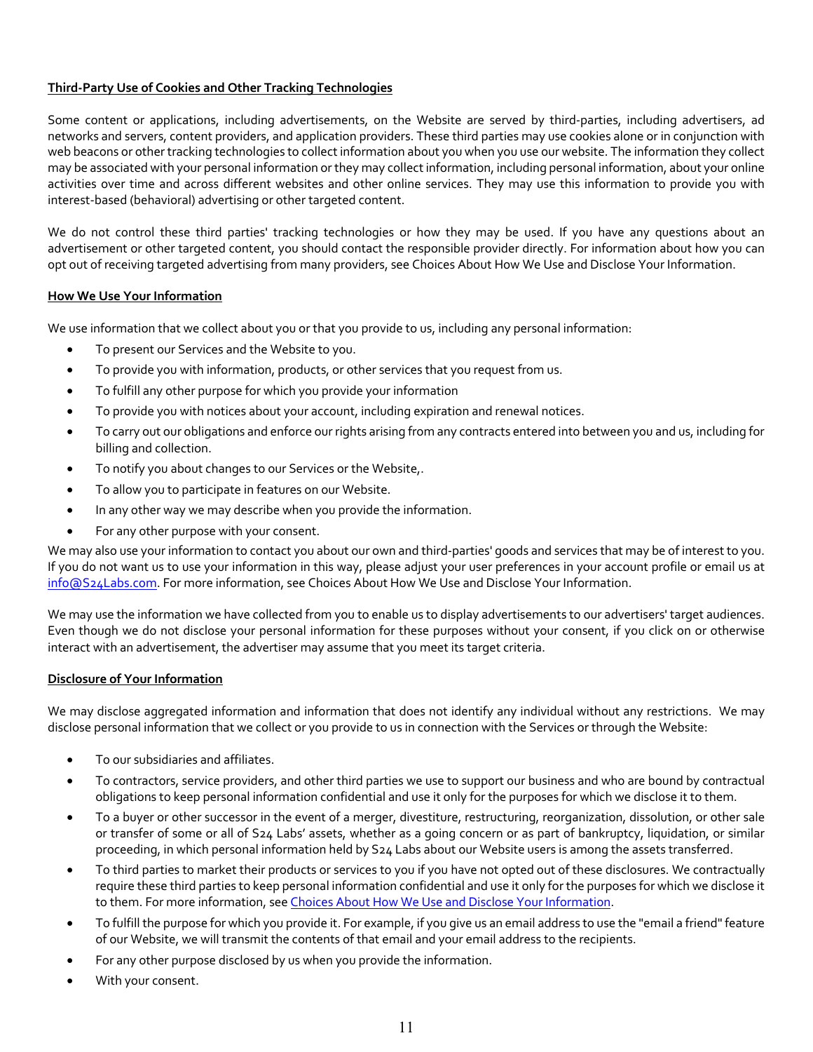**Third-Party Use of Cookies and Other Tracking Technologies**

Some content or applications, including advertisements, on the Website are served by third-parties, including advertisers, ad networks and servers, content providers, and application providers. These third parties may use cookies alone or in conjunction with web beacons or other tracking technologies to collect information about you when you use our website. The information they collect may be associated with your personal information or they may collect information, including personal information, about your online activities over time and across different websites and other online services. They may use this information to provide you with interest-based (behavioral) advertising or other targeted content.

We do not control these third parties' tracking technologies or how they may be used. If you have any questions about an advertisement or other targeted content, you should contact the responsible provider directly. For information about how you can opt out of receiving targeted advertising from many providers, see Choices About How We Use and Disclose Your Information.

**How We Use Your Information**

We use information that we collect about you or that you provide to us, including any personal information:

- To present our Services and the Website to you.
- To provide you with information, products, or other services that you request from us.
- To fulfill any other purpose for which you provide your information
- To provide you with notices about your account, including expiration and renewal notices.
- To carry out our obligations and enforce our rights arising from any contracts entered into between you and us, including for billing and collection.
- To notify you about changes to our Services or the Website,.
- To allow you to participate in features on our Website.
- In any other way we may describe when you provide the information.
- For any other purpose with your consent.

We may also use your information to contact you about our own and third-parties' goods and services that may be of interest to you. If you do not want us to use your information in this way, please adjust your user preferences in your account profile or email us at info@S24Labs.com. For more information, see Choices About How We Use and Disclose Your Information.

We may use the information we have collected from you to enable us to display advertisements to our advertisers' target audiences. Even though we do not disclose your personal information for these purposes without your consent, if you click on or otherwise interact with an advertisement, the advertiser may assume that you meet its target criteria.

**Disclosure of Your Information**

We may disclose aggregated information and information that does not identify any individual without any restrictions. We may disclose personal information that we collect or you provide to us in connection with the Services or through the Website:

- To our subsidiaries and affiliates.
- To contractors, service providers, and other third parties we use to support our business and who are bound by contractual obligations to keep personal information confidential and use it only for the purposes for which we disclose it to them.
- To a buyer or other successor in the event of a merger, divestiture, restructuring, reorganization, dissolution, or other sale or transfer of some or all of S24 Labs' assets, whether as a going concern or as part of bankruptcy, liquidation, or similar proceeding, in which personal information held by S24 Labs about our Website users is among the assets transferred.
- To third parties to market their products or services to you if you have not opted out of these disclosures. We contractually require these third parties to keep personal information confidential and use it only for the purposes for which we disclose it to them. For more information, see Choices About How We Use and Disclose Your Information.
- To fulfill the purpose for which you provide it. For example, if you give us an email address to use the "email a friend" feature of our Website, we will transmit the contents of that email and your email address to the recipients.
- For any other purpose disclosed by us when you provide the information.
- With your consent.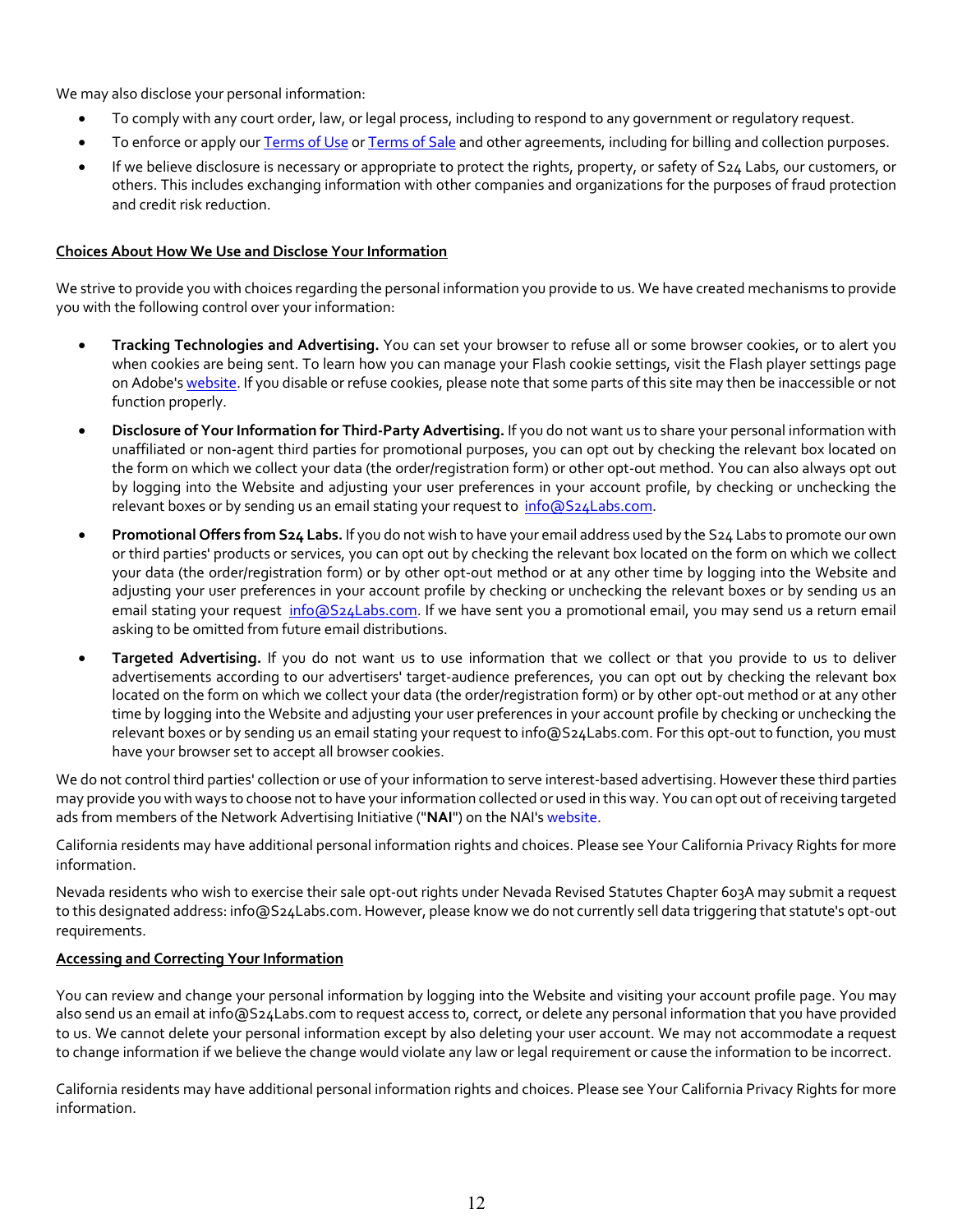We may also disclose your personal information:

- To comply with any court order, law, or legal process, including to respond to any government or regulatory request.
- To enforce or apply our Terms of Use or Terms of Sale and other agreements, including for billing and collection purposes.
- If we believe disclosure is necessary or appropriate to protect the rights, property, or safety of S24 Labs, our customers, or others. This includes exchanging information with other companies and organizations for the purposes of fraud protection and credit risk reduction.

## Choices About How We Use and Disclose Your Information

We strive to provide you with choices regarding the personal information you provide to us. We have created mechanisms to provide you with the following control over your information:

- **Tracking Technologies and Advertising.** You can set your browser to refuse all or some browser cookies, or to alert you when cookies are being sent. To learn how you can manage your Flash cookie settings, visit the Flash player settings page on Adobe's website. If you disable or refuse cookies, please note that some parts of this site may then be inaccessible or not function properly.
- **Disclosure of Your Information for Third-Party Advertising.** If you do not want us to share your personal information with unaffiliated or non-agent third parties for promotional purposes, you can opt out by checking the relevant box located on the form on which we collect your data (the order/registration form) or other opt-out method. You can also always opt out by logging into the Website and adjusting your user preferences in your account profile, by checking or unchecking the relevant boxes or by sending us an email stating your request to info@S24Labs.com.
- **Promotional Offers from S24 Labs.** If you do not wish to have your email address used by the S24 Labs to promote our own or third parties' products or services, you can opt out by checking the relevant box located on the form on which we collect your data (the order/registration form) or by other opt-out method or at any other time by logging into the Website and adjusting your user preferences in your account profile by checking or unchecking the relevant boxes or by sending us an email stating your request info@S24Labs.com. If we have sent you a promotional email, you may send us a return email asking to be omitted from future email distributions.
- **Targeted Advertising.** If you do not want us to use information that we collect or that you provide to us to deliver advertisements according to our advertisers' target-audience preferences, you can opt out by checking the relevant box located on the form on which we collect your data (the order/registration form) or by other opt-out method or at any other time by logging into the Website and adjusting your user preferences in your account profile by checking or unchecking the relevant boxes or by sending us an email stating your request to info@S24Labs.com. For this opt-out to function, you must have your browser set to accept all browser cookies.

We do not control third parties' collection or use of your information to serve interest-based advertising. However these third parties may provide you with ways to choose not to have your information collected or used in this way. You can opt out of receiving targeted ads from members of the Network Advertising Initiative ("**NAI**") on the NAI's website.

California residents may have additional personal information rights and choices. Please see Your California Privacy Rights for more information.

Nevada residents who wish to exercise their sale opt-out rights under Nevada Revised Statutes Chapter 603A may submit a request to this designated address: info@S24Labs.com. However, please know we do not currently sell data triggering that statute's opt-out requirements.

## Accessing and Correcting Your Information

You can review and change your personal information by logging into the Website and visiting your account profile page. You may also send us an email at info@S24Labs.com to request access to, correct, or delete any personal information that you have provided to us. We cannot delete your personal information except by also deleting your user account. We may not accommodate a request to change information if we believe the change would violate any law or legal requirement or cause the information to be incorrect.

California residents may have additional personal information rights and choices. Please see Your California Privacy Rights for more information.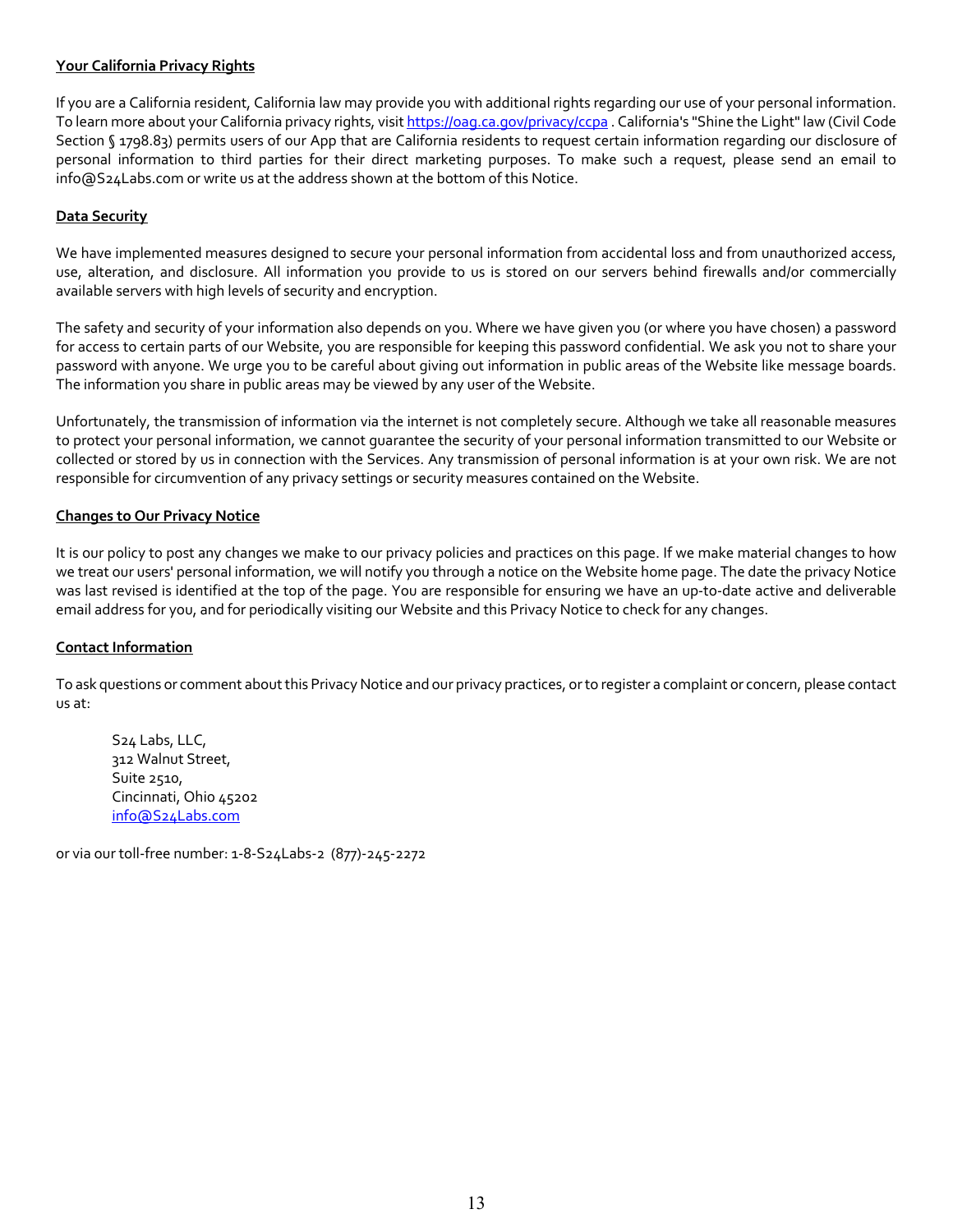**Your California Privacy Rights**

If you are a California resident, California law may provide you with additional rights regarding our use of your personal information. To learn more about your California privacy rights, visit [https://oag.ca.gov/privacy/ccpa](https://oag.ca.gov/privacy/ccpa) . California's "Shine the Light" law (Civil Code Section § 1798.83) permits users of our App that are California residents to request certain information regarding our disclosure of personal information to third parties for their direct marketing purposes. To make such a request, please send an email to info@S24Labs.com or write us at the address shown at the bottom of this Notice.

**Data Security**

We have implemented measures designed to secure your personal information from accidental loss and from unauthorized access, use, alteration, and disclosure. All information you provide to us is stored on our servers behind firewalls and/or commercially available servers with high levels of security and encryption.

The safety and security of your information also depends on you. Where we have given you (or where you have chosen) a password for access to certain parts of our Website, you are responsible for keeping this password confidential. We ask you not to share your password with anyone. We urge you to be careful about giving out information in public areas of the Website like message boards. The information you share in public areas may be viewed by any user of the Website.

Unfortunately, the transmission of information via the internet is not completely secure. Although we take all reasonable measures to protect your personal information, we cannot guarantee the security of your personal information transmitted to our Website or collected or stored by us in connection with the Services. Any transmission of personal information is at your own risk. We are not responsible for circumvention of any privacy settings or security measures contained on the Website.

**Changes to Our Privacy Notice**

It is our policy to post any changes we make to our privacy policies and practices on this page. If we make material changes to how we treat our users' personal information, we will notify you through a notice on the Website home page. The date the privacy Notice was last revised is identified at the top of the page. You are responsible for ensuring we have an up-to-date active and deliverable email address for you, and for periodically visiting our Website and this Privacy Notice to check for any changes.

**Contact Information**

To ask questions or comment about this Privacy Notice and our privacy practices, or to register a complaint or concern, please contact us at:

> S24 Labs, LLC,
> 312 Walnut Street,
> Suite 2510,
> Cincinnati, Ohio 45202
> [info@S24Labs.com](mailto:info@S24Labs.com)

or via our toll-free number: 1-8-S24Labs-2 (877)-245-2272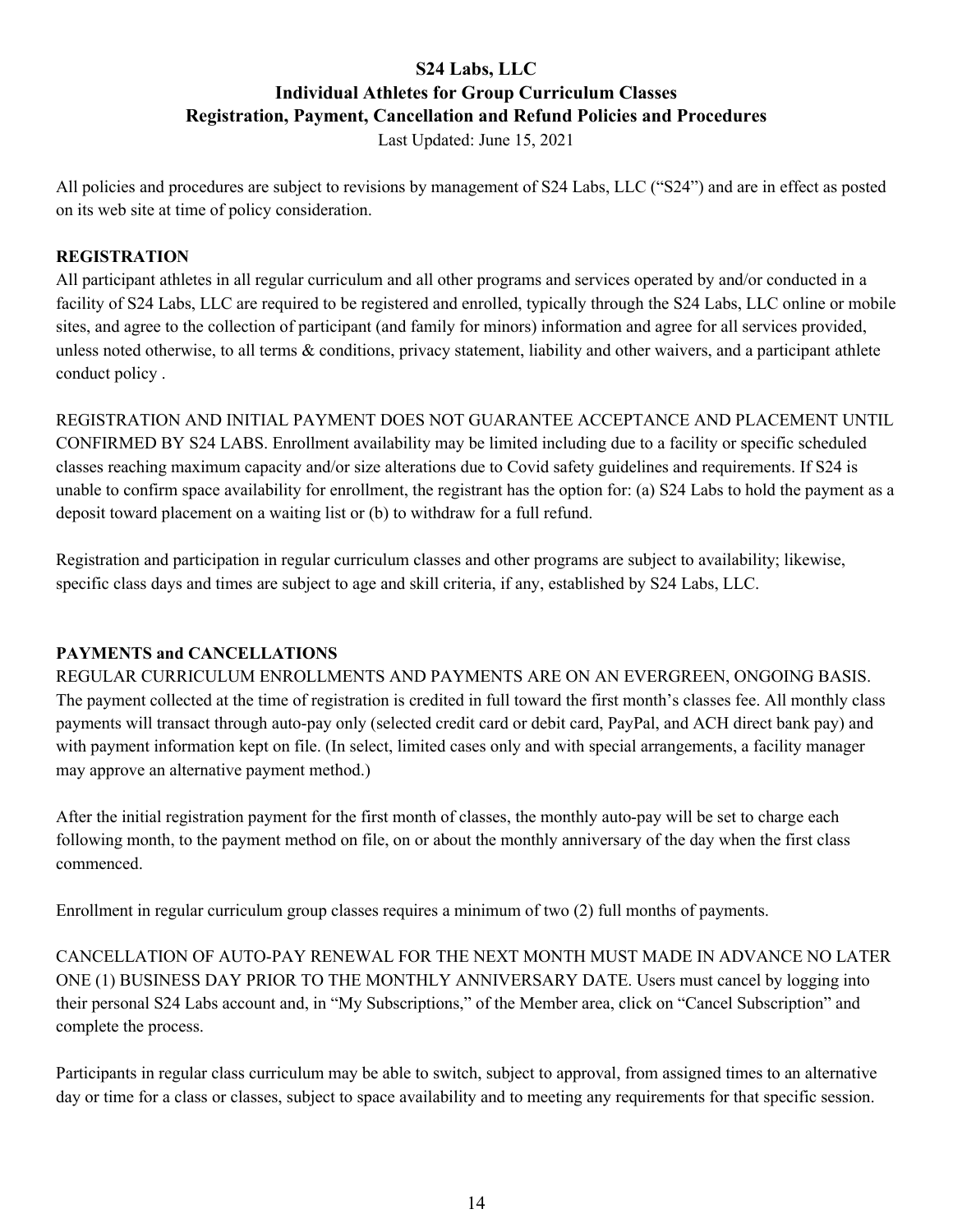**S24 Labs, LLC**
**Individual Athletes for Group Curriculum Classes**
**Registration, Payment, Cancellation and Refund Policies and Procedures**
Last Updated: June 15, 2021

All policies and procedures are subject to revisions by management of S24 Labs, LLC ("S24") and are in effect as posted on its web site at time of policy consideration.

**REGISTRATION**

All participant athletes in all regular curriculum and all other programs and services operated by and/or conducted in a facility of S24 Labs, LLC are required to be registered and enrolled, typically through the S24 Labs, LLC online or mobile sites, and agree to the collection of participant (and family for minors) information and agree for all services provided, unless noted otherwise, to all terms & conditions, privacy statement, liability and other waivers, and a participant athlete conduct policy .

REGISTRATION AND INITIAL PAYMENT DOES NOT GUARANTEE ACCEPTANCE AND PLACEMENT UNTIL CONFIRMED BY S24 LABS. Enrollment availability may be limited including due to a facility or specific scheduled classes reaching maximum capacity and/or size alterations due to Covid safety guidelines and requirements. If S24 is unable to confirm space availability for enrollment, the registrant has the option for: (a) S24 Labs to hold the payment as a deposit toward placement on a waiting list or (b) to withdraw for a full refund.

Registration and participation in regular curriculum classes and other programs are subject to availability; likewise, specific class days and times are subject to age and skill criteria, if any, established by S24 Labs, LLC.

**PAYMENTS and CANCELLATIONS**

REGULAR CURRICULUM ENROLLMENTS AND PAYMENTS ARE ON AN EVERGREEN, ONGOING BASIS. The payment collected at the time of registration is credited in full toward the first month's classes fee. All monthly class payments will transact through auto-pay only (selected credit card or debit card, PayPal, and ACH direct bank pay) and with payment information kept on file. (In select, limited cases only and with special arrangements, a facility manager may approve an alternative payment method.)

After the initial registration payment for the first month of classes, the monthly auto-pay will be set to charge each following month, to the payment method on file, on or about the monthly anniversary of the day when the first class commenced.

Enrollment in regular curriculum group classes requires a minimum of two (2) full months of payments.

CANCELLATION OF AUTO-PAY RENEWAL FOR THE NEXT MONTH MUST MADE IN ADVANCE NO LATER ONE (1) BUSINESS DAY PRIOR TO THE MONTHLY ANNIVERSARY DATE. Users must cancel by logging into their personal S24 Labs account and, in "My Subscriptions," of the Member area, click on "Cancel Subscription" and complete the process.

Participants in regular class curriculum may be able to switch, subject to approval, from assigned times to an alternative day or time for a class or classes, subject to space availability and to meeting any requirements for that specific session.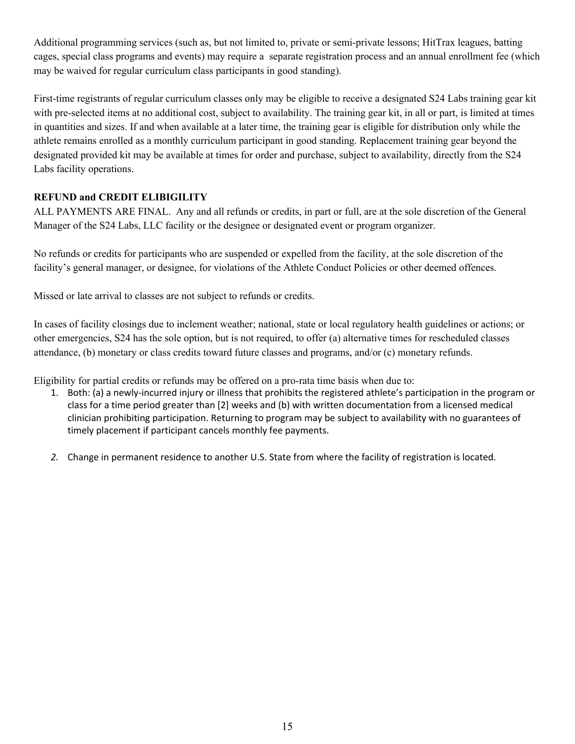Additional programming services (such as, but not limited to, private or semi-private lessons; HitTrax leagues, batting cages, special class programs and events) may require a separate registration process and an annual enrollment fee (which may be waived for regular curriculum class participants in good standing).

First-time registrants of regular curriculum classes only may be eligible to receive a designated S24 Labs training gear kit with pre-selected items at no additional cost, subject to availability. The training gear kit, in all or part, is limited at times in quantities and sizes. If and when available at a later time, the training gear is eligible for distribution only while the athlete remains enrolled as a monthly curriculum participant in good standing. Replacement training gear beyond the designated provided kit may be available at times for order and purchase, subject to availability, directly from the S24 Labs facility operations.

**REFUND and CREDIT ELIBIGILITY**

ALL PAYMENTS ARE FINAL. Any and all refunds or credits, in part or full, are at the sole discretion of the General Manager of the S24 Labs, LLC facility or the designee or designated event or program organizer.

No refunds or credits for participants who are suspended or expelled from the facility, at the sole discretion of the facility's general manager, or designee, for violations of the Athlete Conduct Policies or other deemed offences.

Missed or late arrival to classes are not subject to refunds or credits.

In cases of facility closings due to inclement weather; national, state or local regulatory health guidelines or actions; or other emergencies, S24 has the sole option, but is not required, to offer (a) alternative times for rescheduled classes attendance, (b) monetary or class credits toward future classes and programs, and/or (c) monetary refunds.

Eligibility for partial credits or refunds may be offered on a pro-rata time basis when due to:

1. Both: (a) a newly-incurred injury or illness that prohibits the registered athlete's participation in the program or class for a time period greater than [2] weeks and (b) with written documentation from a licensed medical clinician prohibiting participation. Returning to program may be subject to availability with no guarantees of timely placement if participant cancels monthly fee payments.

2. Change in permanent residence to another U.S. State from where the facility of registration is located.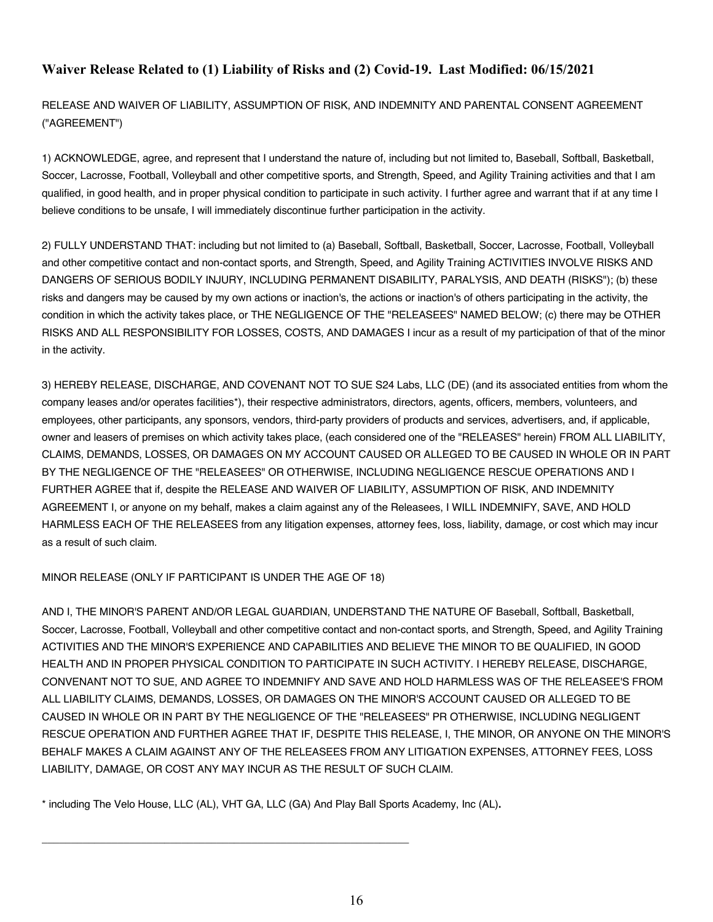## Waiver Release Related to (1) Liability of Risks and (2) Covid-19. Last Modified: 06/15/2021

RELEASE AND WAIVER OF LIABILITY, ASSUMPTION OF RISK, AND INDEMNITY AND PARENTAL CONSENT AGREEMENT ("AGREEMENT")

1) ACKNOWLEDGE, agree, and represent that I understand the nature of, including but not limited to, Baseball, Softball, Basketball, Soccer, Lacrosse, Football, Volleyball and other competitive sports, and Strength, Speed, and Agility Training activities and that I am qualified, in good health, and in proper physical condition to participate in such activity. I further agree and warrant that if at any time I believe conditions to be unsafe, I will immediately discontinue further participation in the activity.

2) FULLY UNDERSTAND THAT: including but not limited to (a) Baseball, Softball, Basketball, Soccer, Lacrosse, Football, Volleyball and other competitive contact and non-contact sports, and Strength, Speed, and Agility Training ACTIVITIES INVOLVE RISKS AND DANGERS OF SERIOUS BODILY INJURY, INCLUDING PERMANENT DISABILITY, PARALYSIS, AND DEATH (RISKS"); (b) these risks and dangers may be caused by my own actions or inaction's, the actions or inaction's of others participating in the activity, the condition in which the activity takes place, or THE NEGLIGENCE OF THE "RELEASEES" NAMED BELOW; (c) there may be OTHER RISKS AND ALL RESPONSIBILITY FOR LOSSES, COSTS, AND DAMAGES I incur as a result of my participation of that of the minor in the activity.

3) HEREBY RELEASE, DISCHARGE, AND COVENANT NOT TO SUE S24 Labs, LLC (DE) (and its associated entities from whom the company leases and/or operates facilities*), their respective administrators, directors, agents, officers, members, volunteers, and employees, other participants, any sponsors, vendors, third-party providers of products and services, advertisers, and, if applicable, owner and leasers of premises on which activity takes place, (each considered one of the "RELEASES" herein) FROM ALL LIABILITY, CLAIMS, DEMANDS, LOSSES, OR DAMAGES ON MY ACCOUNT CAUSED OR ALLEGED TO BE CAUSED IN WHOLE OR IN PART BY THE NEGLIGENCE OF THE "RELEASEES" OR OTHERWISE, INCLUDING NEGLIGENCE RESCUE OPERATIONS AND I FURTHER AGREE that if, despite the RELEASE AND WAIVER OF LIABILITY, ASSUMPTION OF RISK, AND INDEMNITY AGREEMENT I, or anyone on my behalf, makes a claim against any of the Releasees, I WILL INDEMNIFY, SAVE, AND HOLD HARMLESS EACH OF THE RELEASEES from any litigation expenses, attorney fees, loss, liability, damage, or cost which may incur as a result of such claim.

MINOR RELEASE (ONLY IF PARTICIPANT IS UNDER THE AGE OF 18)

AND I, THE MINOR'S PARENT AND/OR LEGAL GUARDIAN, UNDERSTAND THE NATURE OF Baseball, Softball, Basketball, Soccer, Lacrosse, Football, Volleyball and other competitive contact and non-contact sports, and Strength, Speed, and Agility Training ACTIVITIES AND THE MINOR'S EXPERIENCE AND CAPABILITIES AND BELIEVE THE MINOR TO BE QUALIFIED, IN GOOD HEALTH AND IN PROPER PHYSICAL CONDITION TO PARTICIPATE IN SUCH ACTIVITY. I HEREBY RELEASE, DISCHARGE, CONVENANT NOT TO SUE, AND AGREE TO INDEMNIFY AND SAVE AND HOLD HARMLESS WAS OF THE RELEASEE'S FROM ALL LIABILITY CLAIMS, DEMANDS, LOSSES, OR DAMAGES ON THE MINOR'S ACCOUNT CAUSED OR ALLEGED TO BE CAUSED IN WHOLE OR IN PART BY THE NEGLIGENCE OF THE "RELEASEES" PR OTHERWISE, INCLUDING NEGLIGENT RESCUE OPERATION AND FURTHER AGREE THAT IF, DESPITE THIS RELEASE, I, THE MINOR, OR ANYONE ON THE MINOR'S BEHALF MAKES A CLAIM AGAINST ANY OF THE RELEASEES FROM ANY LITIGATION EXPENSES, ATTORNEY FEES, LOSS LIABILITY, DAMAGE, OR COST ANY MAY INCUR AS THE RESULT OF SUCH CLAIM.

\* including The Velo House, LLC (AL), VHT GA, LLC (GA) And Play Ball Sports Academy, Inc (AL)**.**

---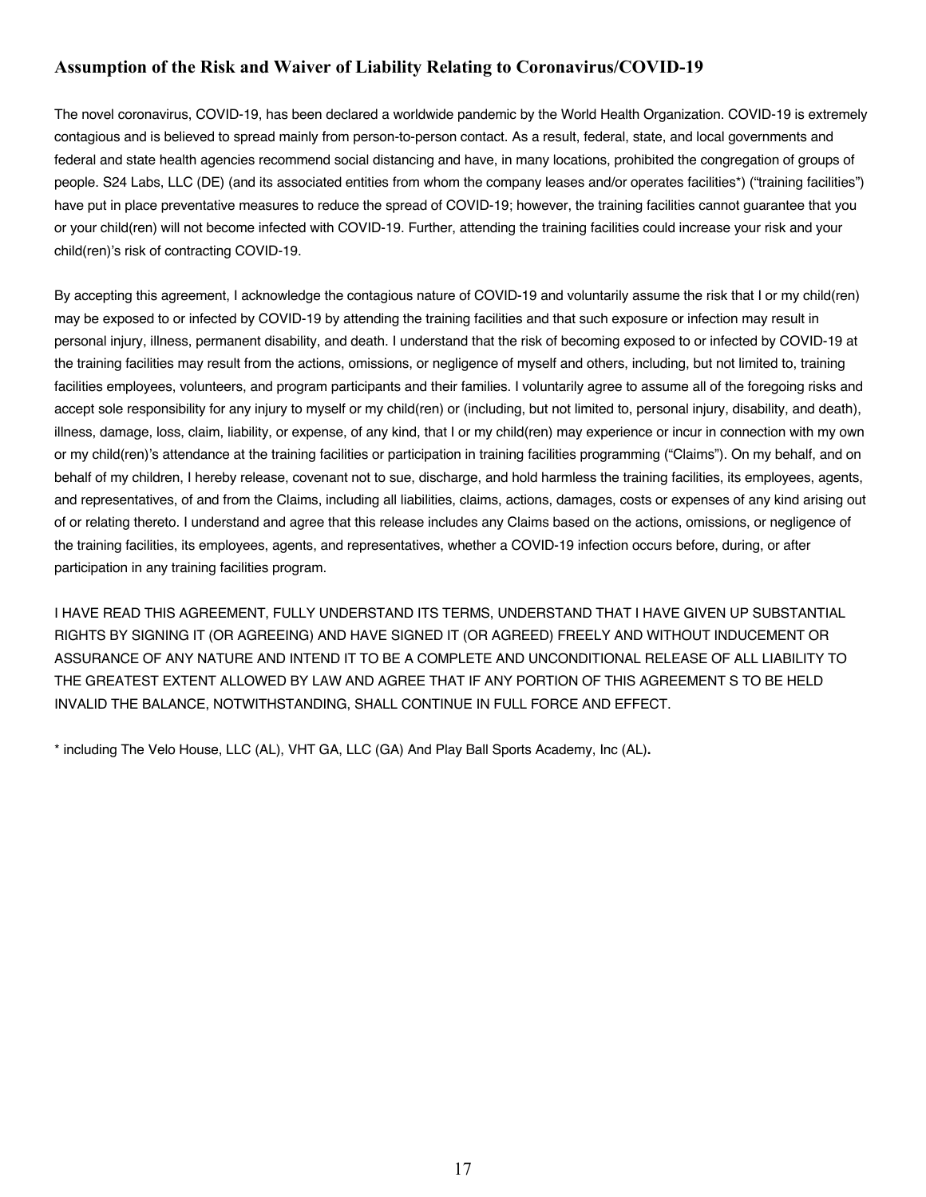## Assumption of the Risk and Waiver of Liability Relating to Coronavirus/COVID-19

The novel coronavirus, COVID-19, has been declared a worldwide pandemic by the World Health Organization. COVID-19 is extremely contagious and is believed to spread mainly from person-to-person contact. As a result, federal, state, and local governments and federal and state health agencies recommend social distancing and have, in many locations, prohibited the congregation of groups of people. S24 Labs, LLC (DE) (and its associated entities from whom the company leases and/or operates facilities*) ("training facilities") have put in place preventative measures to reduce the spread of COVID-19; however, the training facilities cannot guarantee that you or your child(ren) will not become infected with COVID-19. Further, attending the training facilities could increase your risk and your child(ren)'s risk of contracting COVID-19.

By accepting this agreement, I acknowledge the contagious nature of COVID-19 and voluntarily assume the risk that I or my child(ren) may be exposed to or infected by COVID-19 by attending the training facilities and that such exposure or infection may result in personal injury, illness, permanent disability, and death. I understand that the risk of becoming exposed to or infected by COVID-19 at the training facilities may result from the actions, omissions, or negligence of myself and others, including, but not limited to, training facilities employees, volunteers, and program participants and their families. I voluntarily agree to assume all of the foregoing risks and accept sole responsibility for any injury to myself or my child(ren) or (including, but not limited to, personal injury, disability, and death), illness, damage, loss, claim, liability, or expense, of any kind, that I or my child(ren) may experience or incur in connection with my own or my child(ren)'s attendance at the training facilities or participation in training facilities programming ("Claims"). On my behalf, and on behalf of my children, I hereby release, covenant not to sue, discharge, and hold harmless the training facilities, its employees, agents, and representatives, of and from the Claims, including all liabilities, claims, actions, damages, costs or expenses of any kind arising out of or relating thereto. I understand and agree that this release includes any Claims based on the actions, omissions, or negligence of the training facilities, its employees, agents, and representatives, whether a COVID-19 infection occurs before, during, or after participation in any training facilities program.

I HAVE READ THIS AGREEMENT, FULLY UNDERSTAND ITS TERMS, UNDERSTAND THAT I HAVE GIVEN UP SUBSTANTIAL RIGHTS BY SIGNING IT (OR AGREEING) AND HAVE SIGNED IT (OR AGREED) FREELY AND WITHOUT INDUCEMENT OR ASSURANCE OF ANY NATURE AND INTEND IT TO BE A COMPLETE AND UNCONDITIONAL RELEASE OF ALL LIABILITY TO THE GREATEST EXTENT ALLOWED BY LAW AND AGREE THAT IF ANY PORTION OF THIS AGREEMENT S TO BE HELD INVALID THE BALANCE, NOTWITHSTANDING, SHALL CONTINUE IN FULL FORCE AND EFFECT.

* including The Velo House, LLC (AL), VHT GA, LLC (GA) And Play Ball Sports Academy, Inc (AL).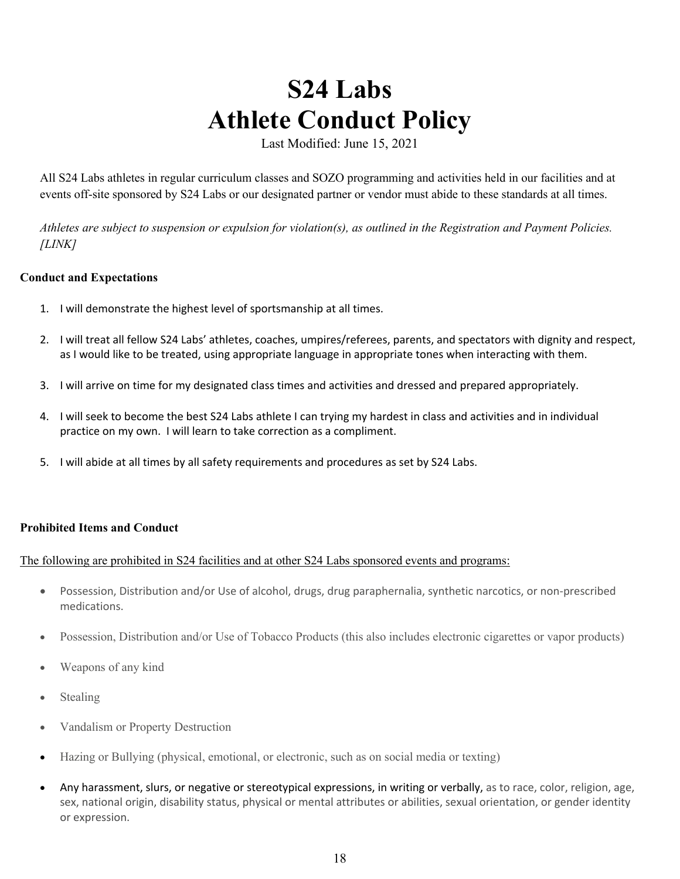# S24 Labs
# Athlete Conduct Policy

Last Modified: June 15, 2021

All S24 Labs athletes in regular curriculum classes and SOZO programming and activities held in our facilities and at events off-site sponsored by S24 Labs or our designated partner or vendor must abide to these standards at all times.

*Athletes are subject to suspension or expulsion for violation(s), as outlined in the Registration and Payment Policies. [LINK]*

**Conduct and Expectations**

1. I will demonstrate the highest level of sportsmanship at all times.

2. I will treat all fellow S24 Labs' athletes, coaches, umpires/referees, parents, and spectators with dignity and respect, as I would like to be treated, using appropriate language in appropriate tones when interacting with them.

3. I will arrive on time for my designated class times and activities and dressed and prepared appropriately.

4. I will seek to become the best S24 Labs athlete I can trying my hardest in class and activities and in individual practice on my own. I will learn to take correction as a compliment.

5. I will abide at all times by all safety requirements and procedures as set by S24 Labs.

**Prohibited Items and Conduct**

<u>The following are prohibited in S24 facilities and at other S24 Labs sponsored events and programs:</u>

- Possession, Distribution and/or Use of alcohol, drugs, drug paraphernalia, synthetic narcotics, or non-prescribed medications.
- Possession, Distribution and/or Use of Tobacco Products (this also includes electronic cigarettes or vapor products)
- Weapons of any kind
- Stealing
- Vandalism or Property Destruction
- Hazing or Bullying (physical, emotional, or electronic, such as on social media or texting)
- Any harassment, slurs, or negative or stereotypical expressions, in writing or verbally, as to race, color, religion, age, sex, national origin, disability status, physical or mental attributes or abilities, sexual orientation, or gender identity or expression.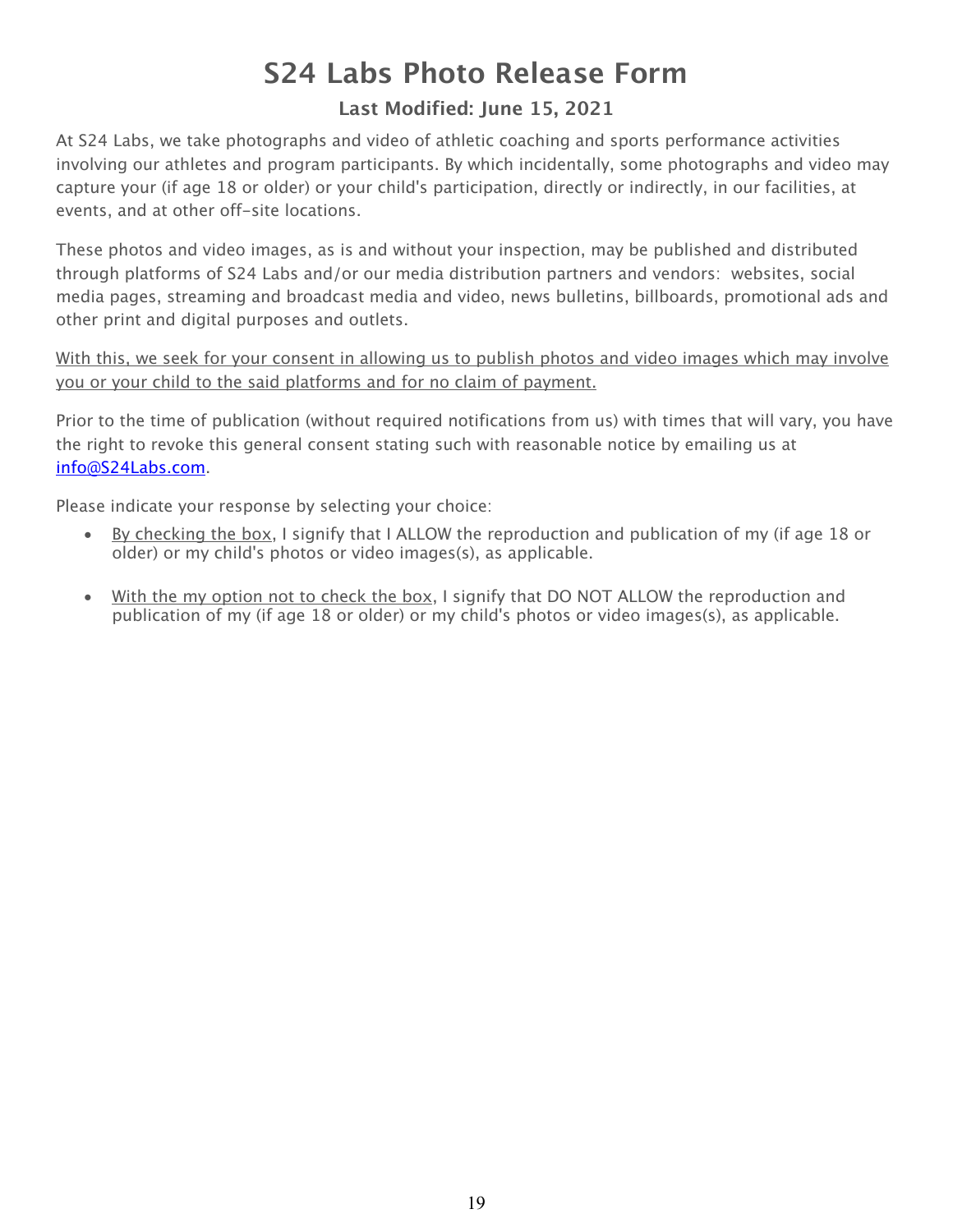# S24 Labs Photo Release Form

### Last Modified: June 15, 2021

At S24 Labs, we take photographs and video of athletic coaching and sports performance activities involving our athletes and program participants. By which incidentally, some photographs and video may capture your (if age 18 or older) or your child's participation, directly or indirectly, in our facilities, at events, and at other off-site locations.

These photos and video images, as is and without your inspection, may be published and distributed through platforms of S24 Labs and/or our media distribution partners and vendors: websites, social media pages, streaming and broadcast media and video, news bulletins, billboards, promotional ads and other print and digital purposes and outlets.

With this, we seek for your consent in allowing us to publish photos and video images which may involve you or your child to the said platforms and for no claim of payment.

Prior to the time of publication (without required notifications from us) with times that will vary, you have the right to revoke this general consent stating such with reasonable notice by emailing us at info@S24Labs.com.

Please indicate your response by selecting your choice:

- By checking the box, I signify that I ALLOW the reproduction and publication of my (if age 18 or older) or my child's photos or video images(s), as applicable.
- With the my option not to check the box, I signify that DO NOT ALLOW the reproduction and publication of my (if age 18 or older) or my child's photos or video images(s), as applicable.